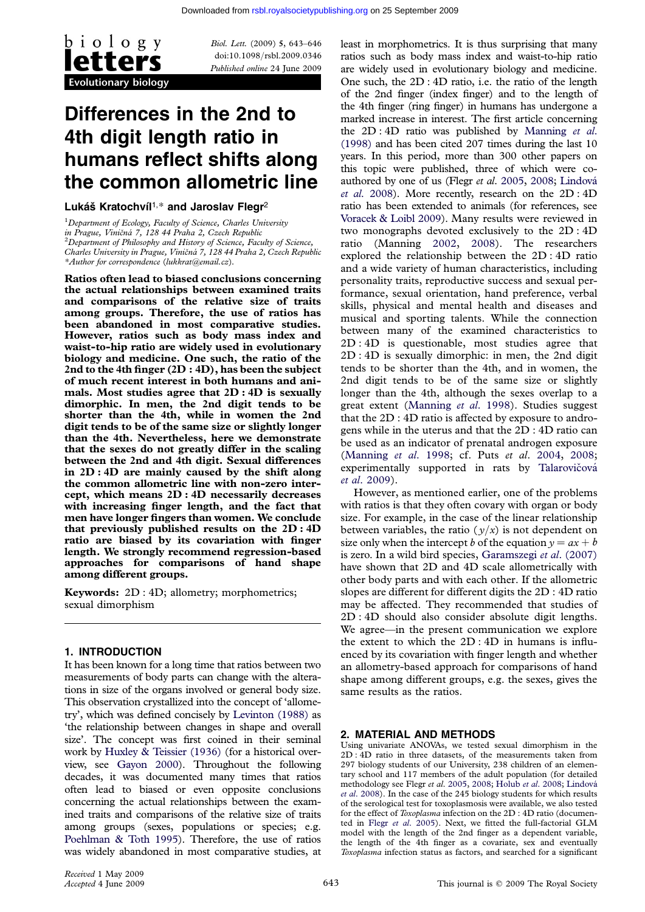Evolutionary biology

# Differences in the 2nd to 4th digit length ratio in humans reflect shifts along the common allometric line

**Lukáš Kratochvíl**[1,*] **and Jaroslav Flegr**[2]

[1]Department of Ecology, Faculty of Science, Charles University in Prague, Viničná 7, 128 44 Praha 2, Czech Republic
[2]Department of Philosophy and History of Science, Faculty of Science, Charles University in Prague, Viničná 7, 128 44 Praha 2, Czech Republic
*Author for correspondence (lukkrat@email.cz).

**Ratios often lead to biased conclusions concerning the actual relationships between examined traits and comparisons of the relative size of traits among groups. Therefore, the use of ratios has been abandoned in most comparative studies. However, ratios such as body mass index and waist-to-hip ratio are widely used in evolutionary biology and medicine. One such, the ratio of the 2nd to the 4th finger (2D : 4D), has been the subject of much recent interest in both humans and animals. Most studies agree that 2D : 4D is sexually dimorphic. In men, the 2nd digit tends to be shorter than the 4th, while in women the 2nd digit tends to be of the same size or slightly longer than the 4th. Nevertheless, here we demonstrate that the sexes do not greatly differ in the scaling between the 2nd and 4th digit. Sexual differences in 2D : 4D are mainly caused by the shift along the common allometric line with non-zero intercept, which means 2D : 4D necessarily decreases with increasing finger length, and the fact that men have longer fingers than women. We conclude that previously published results on the 2D : 4D ratio are biased by its covariation with finger length. We strongly recommend regression-based approaches for comparisons of hand shape among different groups.**

**Keywords:** 2D : 4D; allometry; morphometrics; sexual dimorphism

## 1. INTRODUCTION

It has been known for a long time that ratios between two measurements of body parts can change with the alterations in size of the organs involved or general body size. This observation crystallized into the concept of 'allometry', which was defined concisely by Levinton (1988) as 'the relationship between changes in shape and overall size'. The concept was first coined in their seminal work by Huxley & Teissier (1936) (for a historical overview, see Gayon 2000). Throughout the following decades, it was documented many times that ratios often lead to biased or even opposite conclusions concerning the actual relationships between the examined traits and comparisons of the relative size of traits among groups (sexes, populations or species; e.g. Poehlman & Toth 1995). Therefore, the use of ratios was widely abandoned in most comparative studies, at least in morphometrics. It is thus surprising that many ratios such as body mass index and waist-to-hip ratio are widely used in evolutionary biology and medicine. One such, the 2D : 4D ratio, i.e. the ratio of the length of the 2nd finger (index finger) and to the length of the 4th finger (ring finger) in humans has undergone a marked increase in interest. The first article concerning the 2D : 4D ratio was published by Manning *et al.* (1998) and has been cited 207 times during the last 10 years. In this period, more than 300 other papers on this topic were published, three of which were co-authored by one of us (Flegr *et al.* 2005, 2008; Lindová *et al.* 2008). More recently, research on the 2D : 4D ratio has been extended to animals (for references, see Voracek & Loibl 2009). Many results were reviewed in two monographs devoted exclusively to the 2D : 4D ratio (Manning 2002, 2008). The researchers explored the relationship between the 2D : 4D ratio and a wide variety of human characteristics, including personality traits, reproductive success and sexual performance, sexual orientation, hand preference, verbal skills, physical and mental health and diseases and musical and sporting talents. While the connection between many of the examined characteristics to 2D : 4D is questionable, most studies agree that 2D : 4D is sexually dimorphic: in men, the 2nd digit tends to be shorter than the 4th, and in women, the 2nd digit tends to be of the same size or slightly longer than the 4th, although the sexes overlap to a great extent (Manning *et al.* 1998). Studies suggest that the 2D : 4D ratio is affected by exposure to androgens while in the uterus and that the 2D : 4D ratio can be used as an indicator of prenatal androgen exposure (Manning *et al.* 1998; cf. Puts *et al.* 2004, 2008; experimentally supported in rats by Talarovičová *et al.* 2009).

However, as mentioned earlier, one of the problems with ratios is that they often covary with organ or body size. For example, in the case of the linear relationship between variables, the ratio ($y/x$) is not dependent on size only when the intercept $b$ of the equation $y = ax + b$ is zero. In a wild bird species, Garamszegi *et al.* (2007) have shown that 2D and 4D scale allometrically with other body parts and with each other. If the allometric slopes are different for different digits the 2D : 4D ratio may be affected. They recommended that studies of 2D : 4D should also consider absolute digit lengths. We agree—in the present communication we explore the extent to which the 2D : 4D in humans is influenced by its covariation with finger length and whether an allometry-based approach for comparisons of hand shape among different groups, e.g. the sexes, gives the same results as the ratios.

## 2. MATERIAL AND METHODS

Using univariate ANOVAs, we tested sexual dimorphism in the 2D : 4D ratio in three datasets, of the measurements taken from 297 biology students of our University, 238 children of an elementary school and 117 members of the adult population (for detailed methodology see Flegr *et al.* 2005, 2008; Holub *et al.* 2008; Lindová *et al.* 2008). In the case of the 245 biology students for which results of the serological test for toxoplasmosis were available, we also tested for the effect of *Toxoplasma* infection on the 2D : 4D ratio (documented in Flegr *et al.* 2005). Next, we fitted the full-factorial GLM model with the length of the 2nd finger as a dependent variable, the length of the 4th finger as a covariate, sex and eventually *Toxoplasma* infection status as factors, and searched for a significant

Received 1 May 2009
Accepted 4 June 2009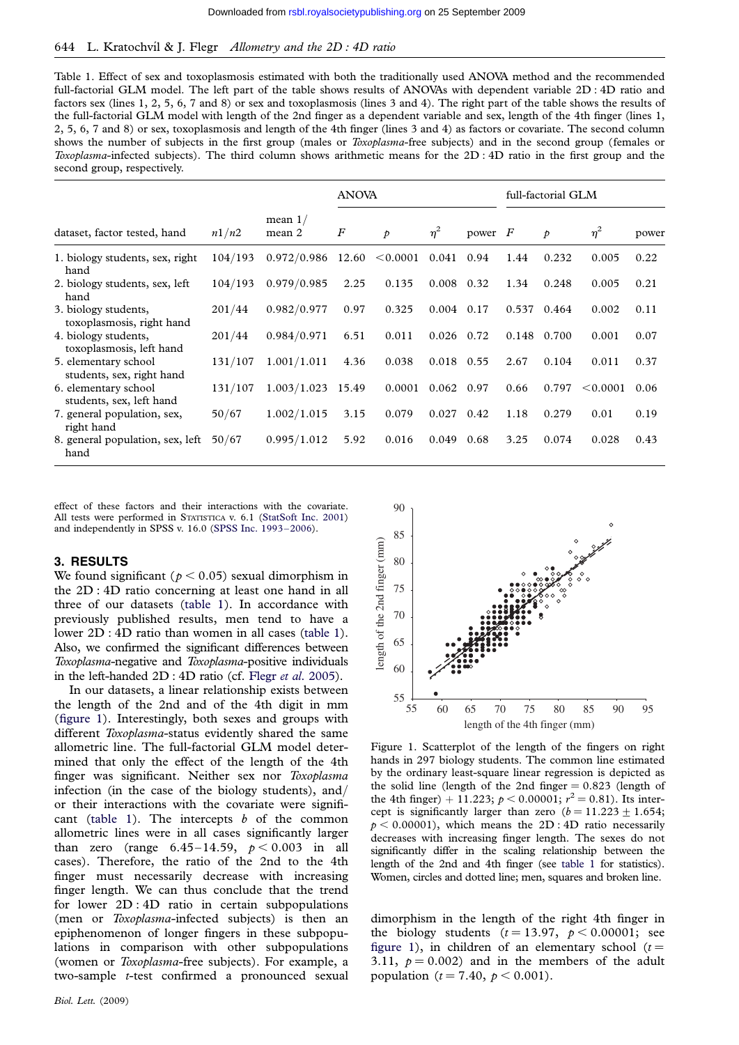Table 1. Effect of sex and toxoplasmosis estimated with both the traditionally used ANOVA method and the recommended full-factorial GLM model. The left part of the table shows results of ANOVAs with dependent variable 2D : 4D ratio and factors sex (lines 1, 2, 5, 6, 7 and 8) or sex and toxoplasmosis (lines 3 and 4). The right part of the table shows the results of the full-factorial GLM model with length of the 2nd finger as a dependent variable and sex, length of the 4th finger (lines 1, 2, 5, 6, 7 and 8) or sex, toxoplasmosis and length of the 4th finger (lines 3 and 4) as factors or covariate. The second column shows the number of subjects in the first group (males or *Toxoplasma*-free subjects) and in the second group (females or *Toxoplasma*-infected subjects). The third column shows arithmetic means for the 2D : 4D ratio in the first group and the second group, respectively.

| | | | ANOVA | | | | full-factorial GLM | | | |
|---|---|---|---|---|---|---|---|---|---|---|
| dataset, factor tested, hand | $n1/n2$ | mean 1/ mean 2 | $F$ | $p$ | $\eta^2$ | power | $F$ | $p$ | $\eta^2$ | power |
| 1. biology students, sex, right hand | 104/193 | 0.972/0.986 | 12.60 | <0.0001 | 0.041 | 0.94 | 1.44 | 0.232 | 0.005 | 0.22 |
| 2. biology students, sex, left hand | 104/193 | 0.979/0.985 | 2.25 | 0.135 | 0.008 | 0.32 | 1.34 | 0.248 | 0.005 | 0.21 |
| 3. biology students, toxoplasmosis, right hand | 201/44 | 0.982/0.977 | 0.97 | 0.325 | 0.004 | 0.17 | 0.537 | 0.464 | 0.002 | 0.11 |
| 4. biology students, toxoplasmosis, left hand | 201/44 | 0.984/0.971 | 6.51 | 0.011 | 0.026 | 0.72 | 0.148 | 0.700 | 0.001 | 0.07 |
| 5. elementary school students, sex, right hand | 131/107 | 1.001/1.011 | 4.36 | 0.038 | 0.018 | 0.55 | 2.67 | 0.104 | 0.011 | 0.37 |
| 6. elementary school students, sex, left hand | 131/107 | 1.003/1.023 | 15.49 | 0.0001 | 0.062 | 0.97 | 0.66 | 0.797 | <0.0001 | 0.06 |
| 7. general population, sex, right hand | 50/67 | 1.002/1.015 | 3.15 | 0.079 | 0.027 | 0.42 | 1.18 | 0.279 | 0.01 | 0.19 |
| 8. general population, sex, left hand | 50/67 | 0.995/1.012 | 5.92 | 0.016 | 0.049 | 0.68 | 3.25 | 0.074 | 0.028 | 0.43 |

effect of these factors and their interactions with the covariate. All tests were performed in Statistica v. 6.1 (StatSoft Inc. 2001) and independently in SPSS v. 16.0 (SPSS Inc. 1993–2006).

## 3. RESULTS

We found significant ($p < 0.05$) sexual dimorphism in the 2D : 4D ratio concerning at least one hand in all three of our datasets (table 1). In accordance with previously published results, men tend to have a lower 2D : 4D ratio than women in all cases (table 1). Also, we confirmed the significant differences between *Toxoplasma*-negative and *Toxoplasma*-positive individuals in the left-handed 2D : 4D ratio (cf. Flegr *et al.* 2005).

In our datasets, a linear relationship exists between the length of the 2nd and of the 4th digit in mm (figure 1). Interestingly, both sexes and groups with different *Toxoplasma*-status evidently shared the same allometric line. The full-factorial GLM model determined that only the effect of the length of the 4th finger was significant. Neither sex nor *Toxoplasma* infection (in the case of the biology students), and/or their interactions with the covariate were significant (table 1). The intercepts $b$ of the common allometric lines were in all cases significantly larger than zero (range 6.45–14.59, $p < 0.003$ in all cases). Therefore, the ratio of the 2nd to the 4th finger must necessarily decrease with increasing finger length. We can thus conclude that the trend for lower 2D : 4D ratio in certain subpopulations (men or *Toxoplasma*-infected subjects) is then an epiphenomenon of longer fingers in these subpopulations in comparison with other subpopulations (women or *Toxoplasma*-free subjects). For example, a two-sample $t$-test confirmed a pronounced sexual dimorphism in the length of the right 4th finger in the biology students ($t = 13.97$, $p < 0.00001$; see figure 1), in children of an elementary school ($t = 3.11$, $p = 0.002$) and in the members of the adult population ($t = 7.40$, $p < 0.001$).

Figure 1. Scatterplot of the length of the fingers on right hands in 297 biology students. The common line estimated by the ordinary least-square linear regression is depicted as the solid line (length of the 2nd finger $= 0.823$ (length of the 4th finger) $+ 11.223$; $p < 0.00001$; $r^2 = 0.81$). Its intercept is significantly larger than zero ($b = 11.223 \pm 1.654$; $p < 0.00001$), which means the 2D : 4D ratio necessarily decreases with increasing finger length. The sexes do not significantly differ in the scaling relationship between the length of the 2nd and 4th finger (see table 1 for statistics). Women, circles and dotted line; men, squares and broken line.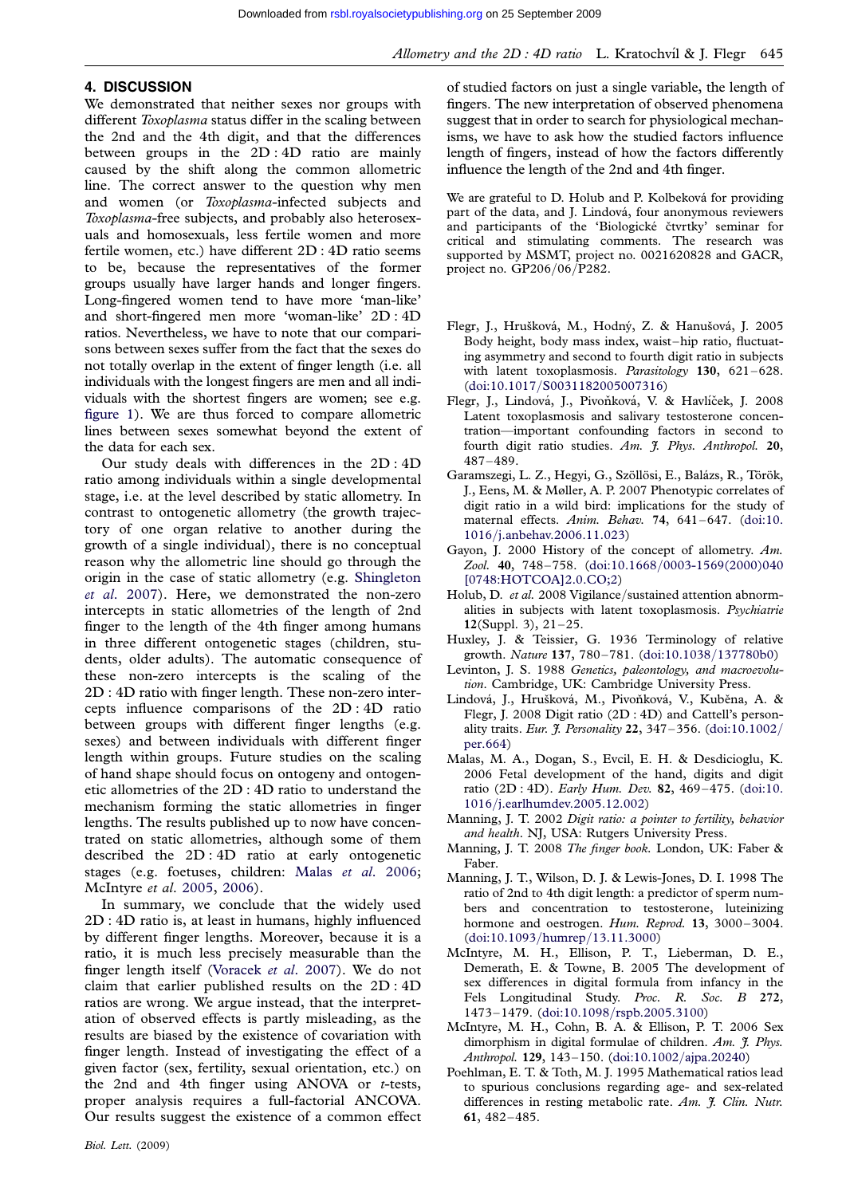## 4. DISCUSSION

We demonstrated that neither sexes nor groups with different *Toxoplasma* status differ in the scaling between the 2nd and the 4th digit, and that the differences between groups in the 2D : 4D ratio are mainly caused by the shift along the common allometric line. The correct answer to the question why men and women (or *Toxoplasma*-infected subjects and *Toxoplasma*-free subjects, and probably also heterosexuals and homosexuals, less fertile women and more fertile women, etc.) have different 2D : 4D ratio seems to be, because the representatives of the former groups usually have larger hands and longer fingers. Long-fingered women tend to have more 'man-like' and short-fingered men more 'woman-like' 2D : 4D ratios. Nevertheless, we have to note that our comparisons between sexes suffer from the fact that the sexes do not totally overlap in the extent of finger length (i.e. all individuals with the longest fingers are men and all individuals with the shortest fingers are women; see e.g. figure 1). We are thus forced to compare allometric lines between sexes somewhat beyond the extent of the data for each sex.

Our study deals with differences in the 2D : 4D ratio among individuals within a single developmental stage, i.e. at the level described by static allometry. In contrast to ontogenetic allometry (the growth trajectory of one organ relative to another during the growth of a single individual), there is no conceptual reason why the allometric line should go through the origin in the case of static allometry (e.g. Shingleton *et al*. 2007). Here, we demonstrated the non-zero intercepts in static allometries of the length of 2nd finger to the length of the 4th finger among humans in three different ontogenetic stages (children, students, older adults). The automatic consequence of these non-zero intercepts is the scaling of the 2D : 4D ratio with finger length. These non-zero intercepts influence comparisons of the 2D : 4D ratio between groups with different finger lengths (e.g. sexes) and between individuals with different finger length within groups. Future studies on the scaling of hand shape should focus on ontogeny and ontogenetic allometries of the 2D : 4D ratio to understand the mechanism forming the static allometries in finger lengths. The results published up to now have concentrated on static allometries, although some of them described the 2D : 4D ratio at early ontogenetic stages (e.g. foetuses, children: Malas *et al*. 2006; McIntyre *et al*. 2005, 2006).

In summary, we conclude that the widely used 2D : 4D ratio is, at least in humans, highly influenced by different finger lengths. Moreover, because it is a ratio, it is much less precisely measurable than the finger length itself (Voracek *et al*. 2007). We do not claim that earlier published results on the 2D : 4D ratios are wrong. We argue instead, that the interpretation of observed effects is partly misleading, as the results are biased by the existence of covariation with finger length. Instead of investigating the effect of a given factor (sex, fertility, sexual orientation, etc.) on the 2nd and 4th finger using ANOVA or *t*-tests, proper analysis requires a full-factorial ANCOVA. Our results suggest the existence of a common effect of studied factors on just a single variable, the length of fingers. The new interpretation of observed phenomena suggest that in order to search for physiological mechanisms, we have to ask how the studied factors influence length of fingers, instead of how the factors differently influence the length of the 2nd and 4th finger.

We are grateful to D. Holub and P. Kolbeková for providing part of the data, and J. Lindová, four anonymous reviewers and participants of the 'Biologické čtvrtky' seminar for critical and stimulating comments. The research was supported by MSMT, project no. 0021620828 and GACR, project no. GP206/06/P282.

Flegr, J., Hrušková, M., Hodný, Z. & Hanušová, J. 2005 Body height, body mass index, waist–hip ratio, fluctuating asymmetry and second to fourth digit ratio in subjects with latent toxoplasmosis. *Parasitology* **130**, 621–628. (doi:10.1017/S0031182005007316)

Flegr, J., Lindová, J., Pivoňková, V. & Havlíček, J. 2008 Latent toxoplasmosis and salivary testosterone concentration—important confounding factors in second to fourth digit ratio studies. *Am. J. Phys. Anthropol.* **20**, 487–489.

Garamszegi, L. Z., Hegyi, G., Szöllösi, E., Balázs, R., Török, J., Eens, M. & Møller, A. P. 2007 Phenotypic correlates of digit ratio in a wild bird: implications for the study of maternal effects. *Anim. Behav.* **74**, 641–647. (doi:10.1016/j.anbehav.2006.11.023)

Gayon, J. 2000 History of the concept of allometry. *Am. Zool.* **40**, 748–758. (doi:10.1668/0003-1569(2000)040[0748:HOTCOA]2.0.CO;2)

Holub, D. *et al.* 2008 Vigilance/sustained attention abnormalities in subjects with latent toxoplasmosis. *Psychiatrie* **12**(Suppl. 3), 21–25.

Huxley, J. & Teissier, G. 1936 Terminology of relative growth. *Nature* **137**, 780–781. (doi:10.1038/137780b0)

Levinton, J. S. 1988 *Genetics, paleontology, and macroevolution*. Cambridge, UK: Cambridge University Press.

Lindová, J., Hrušková, M., Pivoňková, V., Kuběna, A. & Flegr, J. 2008 Digit ratio (2D : 4D) and Cattell's personality traits. *Eur. J. Personality* **22**, 347–356. (doi:10.1002/per.664)

Malas, M. A., Dogan, S., Evcil, E. H. & Desdicioglu, K. 2006 Fetal development of the hand, digits and digit ratio (2D : 4D). *Early Hum. Dev.* **82**, 469–475. (doi:10.1016/j.earlhumdev.2005.12.002)

Manning, J. T. 2002 *Digit ratio: a pointer to fertility, behavior and health*. NJ, USA: Rutgers University Press.

Manning, J. T. 2008 *The finger book*. London, UK: Faber & Faber.

Manning, J. T., Wilson, D. J. & Lewis-Jones, D. I. 1998 The ratio of 2nd to 4th digit length: a predictor of sperm numbers and concentration to testosterone, luteinizing hormone and oestrogen. *Hum. Reprod.* **13**, 3000–3004. (doi:10.1093/humrep/13.11.3000)

McIntyre, M. H., Ellison, P. T., Lieberman, D. E., Demerath, E. & Towne, B. 2005 The development of sex differences in digital formula from infancy in the Fels Longitudinal Study. *Proc. R. Soc. B* **272**, 1473–1479. (doi:10.1098/rspb.2005.3100)

McIntyre, M. H., Cohn, B. A. & Ellison, P. T. 2006 Sex dimorphism in digital formulae of children. *Am. J. Phys. Anthropol.* **129**, 143–150. (doi:10.1002/ajpa.20240)

Poehlman, E. T. & Toth, M. J. 1995 Mathematical ratios lead to spurious conclusions regarding age- and sex-related differences in resting metabolic rate. *Am. J. Clin. Nutr.* **61**, 482–485.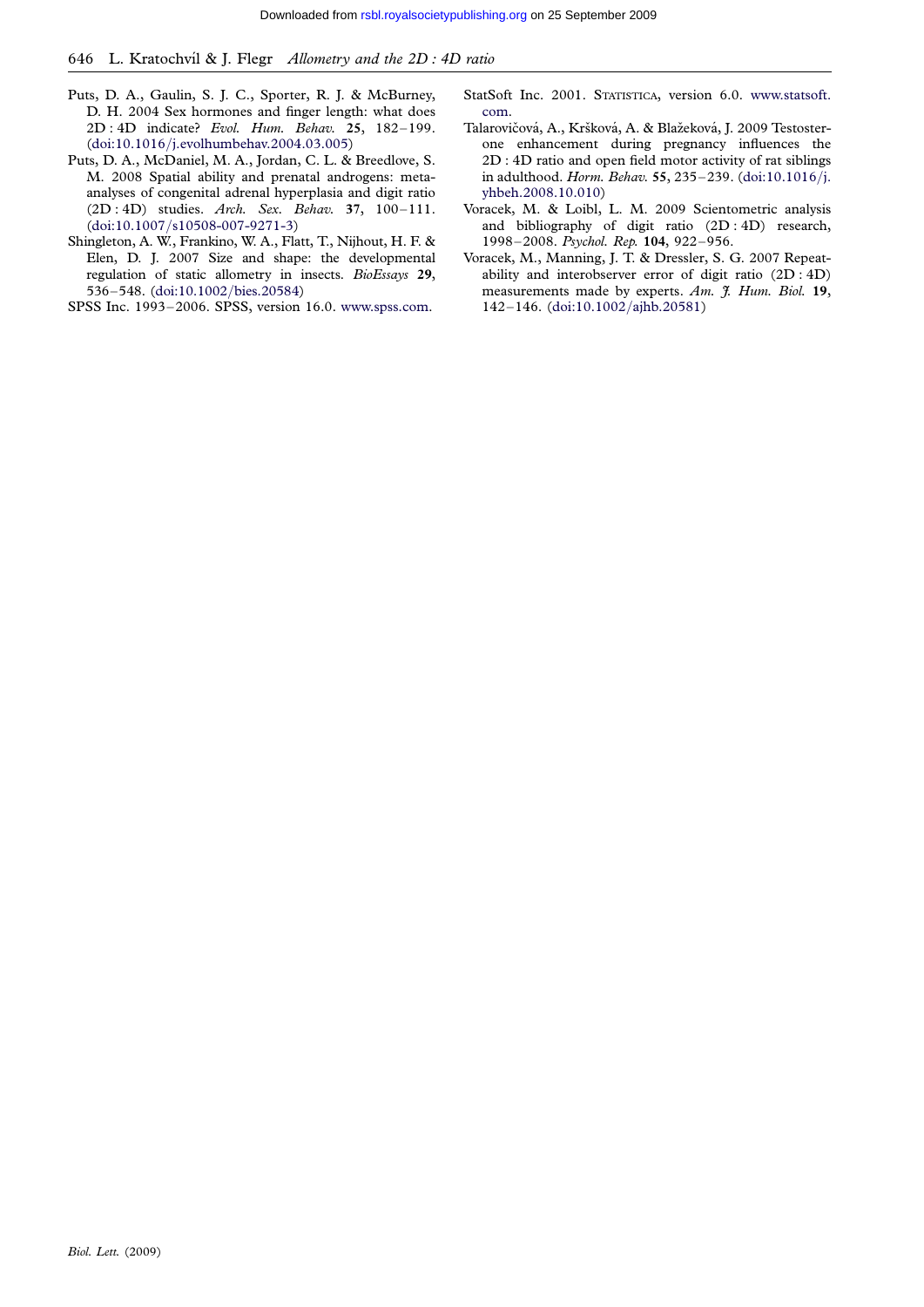Puts, D. A., Gaulin, S. J. C., Sporter, R. J. & McBurney, D. H. 2004 Sex hormones and finger length: what does 2D : 4D indicate? *Evol. Hum. Behav.* **25**, 182–199. (doi:10.1016/j.evolhumbehav.2004.03.005)

Puts, D. A., McDaniel, M. A., Jordan, C. L. & Breedlove, S. M. 2008 Spatial ability and prenatal androgens: meta-analyses of congenital adrenal hyperplasia and digit ratio (2D : 4D) studies. *Arch. Sex. Behav.* **37**, 100–111. (doi:10.1007/s10508-007-9271-3)

Shingleton, A. W., Frankino, W. A., Flatt, T., Nijhout, H. F. & Elen, D. J. 2007 Size and shape: the developmental regulation of static allometry in insects. *BioEssays* **29**, 536–548. (doi:10.1002/bies.20584)

SPSS Inc. 1993–2006. SPSS, version 16.0. www.spss.com.

StatSoft Inc. 2001. STATISTICA, version 6.0. www.statsoft.com.

Talarovičová, A., Kršková, A. & Blažeková, J. 2009 Testosterone enhancement during pregnancy influences the 2D : 4D ratio and open field motor activity of rat siblings in adulthood. *Horm. Behav.* **55**, 235–239. (doi:10.1016/j.yhbeh.2008.10.010)

Voracek, M. & Loibl, L. M. 2009 Scientometric analysis and bibliography of digit ratio (2D : 4D) research, 1998–2008. *Psychol. Rep.* **104**, 922–956.

Voracek, M., Manning, J. T. & Dressler, S. G. 2007 Repeatability and interobserver error of digit ratio (2D : 4D) measurements made by experts. *Am. J. Hum. Biol.* **19**, 142–146. (doi:10.1002/ajhb.20581)